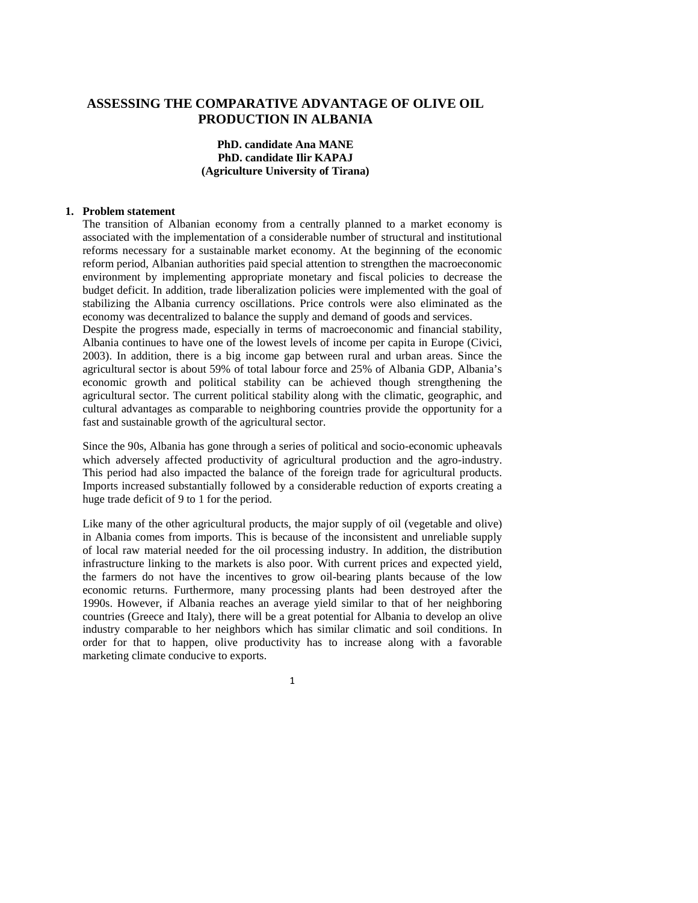# ASSESSING THE COMPARATIVE ADVANTAGE OF OLIVE OIL PRODUCTION IN ALBANIA

**PhD. candidate Ana MANE**
**PhD. candidate Ilir KAPAJ**
**(Agriculture University of Tirana)**

## 1. Problem statement

The transition of Albanian economy from a centrally planned to a market economy is associated with the implementation of a considerable number of structural and institutional reforms necessary for a sustainable market economy. At the beginning of the economic reform period, Albanian authorities paid special attention to strengthen the macroeconomic environment by implementing appropriate monetary and fiscal policies to decrease the budget deficit. In addition, trade liberalization policies were implemented with the goal of stabilizing the Albania currency oscillations. Price controls were also eliminated as the economy was decentralized to balance the supply and demand of goods and services.

Despite the progress made, especially in terms of macroeconomic and financial stability, Albania continues to have one of the lowest levels of income per capita in Europe (Civici, 2003). In addition, there is a big income gap between rural and urban areas. Since the agricultural sector is about 59% of total labour force and 25% of Albania GDP, Albania's economic growth and political stability can be achieved though strengthening the agricultural sector. The current political stability along with the climatic, geographic, and cultural advantages as comparable to neighboring countries provide the opportunity for a fast and sustainable growth of the agricultural sector.

Since the 90s, Albania has gone through a series of political and socio-economic upheavals which adversely affected productivity of agricultural production and the agro-industry. This period had also impacted the balance of the foreign trade for agricultural products. Imports increased substantially followed by a considerable reduction of exports creating a huge trade deficit of 9 to 1 for the period.

Like many of the other agricultural products, the major supply of oil (vegetable and olive) in Albania comes from imports. This is because of the inconsistent and unreliable supply of local raw material needed for the oil processing industry. In addition, the distribution infrastructure linking to the markets is also poor. With current prices and expected yield, the farmers do not have the incentives to grow oil-bearing plants because of the low economic returns. Furthermore, many processing plants had been destroyed after the 1990s. However, if Albania reaches an average yield similar to that of her neighboring countries (Greece and Italy), there will be a great potential for Albania to develop an olive industry comparable to her neighbors which has similar climatic and soil conditions. In order for that to happen, olive productivity has to increase along with a favorable marketing climate conducive to exports.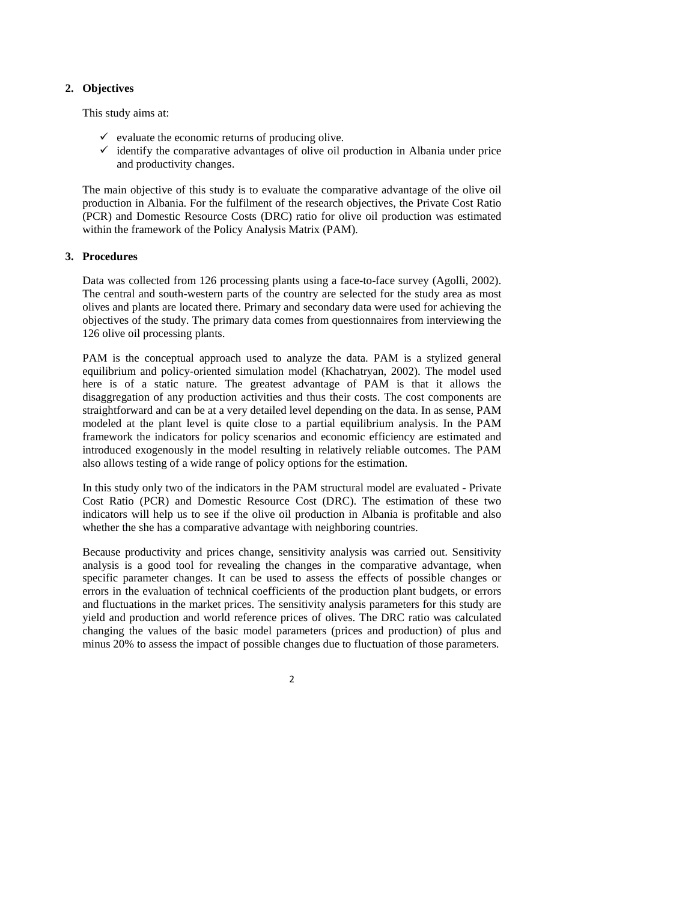## 2. Objectives

This study aims at:

- ✓ evaluate the economic returns of producing olive.
- ✓ identify the comparative advantages of olive oil production in Albania under price and productivity changes.

The main objective of this study is to evaluate the comparative advantage of the olive oil production in Albania. For the fulfilment of the research objectives, the Private Cost Ratio (PCR) and Domestic Resource Costs (DRC) ratio for olive oil production was estimated within the framework of the Policy Analysis Matrix (PAM).

## 3. Procedures

Data was collected from 126 processing plants using a face-to-face survey (Agolli, 2002). The central and south-western parts of the country are selected for the study area as most olives and plants are located there. Primary and secondary data were used for achieving the objectives of the study. The primary data comes from questionnaires from interviewing the 126 olive oil processing plants.

PAM is the conceptual approach used to analyze the data. PAM is a stylized general equilibrium and policy-oriented simulation model (Khachatryan, 2002). The model used here is of a static nature. The greatest advantage of PAM is that it allows the disaggregation of any production activities and thus their costs. The cost components are straightforward and can be at a very detailed level depending on the data. In as sense, PAM modeled at the plant level is quite close to a partial equilibrium analysis. In the PAM framework the indicators for policy scenarios and economic efficiency are estimated and introduced exogenously in the model resulting in relatively reliable outcomes. The PAM also allows testing of a wide range of policy options for the estimation.

In this study only two of the indicators in the PAM structural model are evaluated - Private Cost Ratio (PCR) and Domestic Resource Cost (DRC). The estimation of these two indicators will help us to see if the olive oil production in Albania is profitable and also whether the she has a comparative advantage with neighboring countries.

Because productivity and prices change, sensitivity analysis was carried out. Sensitivity analysis is a good tool for revealing the changes in the comparative advantage, when specific parameter changes. It can be used to assess the effects of possible changes or errors in the evaluation of technical coefficients of the production plant budgets, or errors and fluctuations in the market prices. The sensitivity analysis parameters for this study are yield and production and world reference prices of olives. The DRC ratio was calculated changing the values of the basic model parameters (prices and production) of plus and minus 20% to assess the impact of possible changes due to fluctuation of those parameters.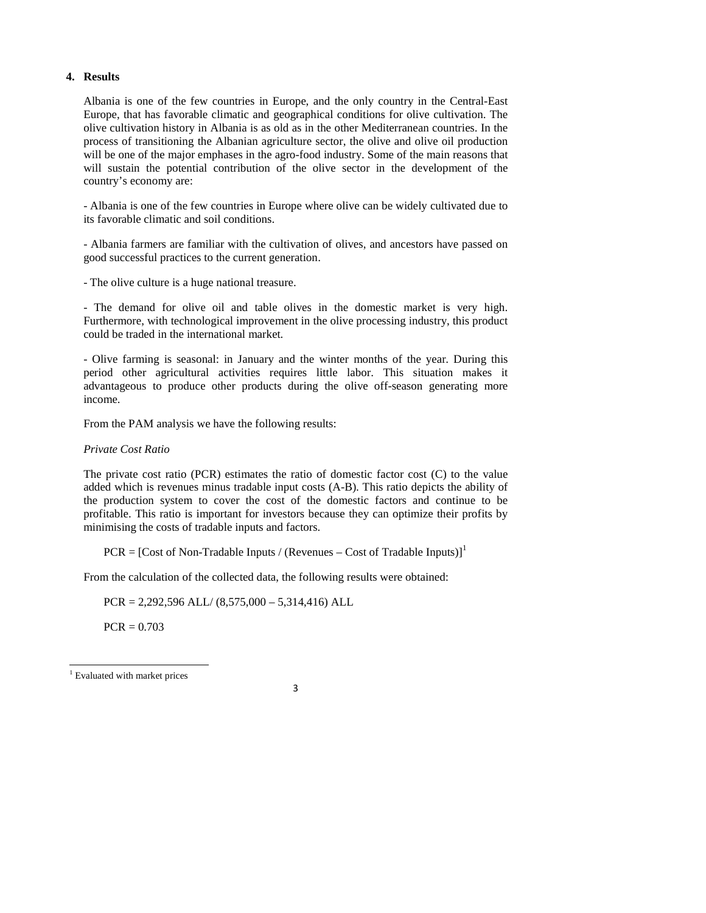## 4. Results

Albania is one of the few countries in Europe, and the only country in the Central-East Europe, that has favorable climatic and geographical conditions for olive cultivation. The olive cultivation history in Albania is as old as in the other Mediterranean countries. In the process of transitioning the Albanian agriculture sector, the olive and olive oil production will be one of the major emphases in the agro-food industry. Some of the main reasons that will sustain the potential contribution of the olive sector in the development of the country's economy are:

- Albania is one of the few countries in Europe where olive can be widely cultivated due to its favorable climatic and soil conditions.

- Albania farmers are familiar with the cultivation of olives, and ancestors have passed on good successful practices to the current generation.

- The olive culture is a huge national treasure.

- The demand for olive oil and table olives in the domestic market is very high. Furthermore, with technological improvement in the olive processing industry, this product could be traded in the international market.

- Olive farming is seasonal: in January and the winter months of the year. During this period other agricultural activities requires little labor. This situation makes it advantageous to produce other products during the olive off-season generating more income.

From the PAM analysis we have the following results:

*Private Cost Ratio*

The private cost ratio (PCR) estimates the ratio of domestic factor cost (C) to the value added which is revenues minus tradable input costs (A-B). This ratio depicts the ability of the production system to cover the cost of the domestic factors and continue to be profitable. This ratio is important for investors because they can optimize their profits by minimising the costs of tradable inputs and factors.

PCR = [Cost of Non-Tradable Inputs / (Revenues – Cost of Tradable Inputs)][1]

From the calculation of the collected data, the following results were obtained:

PCR = 2,292,596 ALL/ (8,575,000 – 5,314,416) ALL

PCR = 0.703

[1] Evaluated with market prices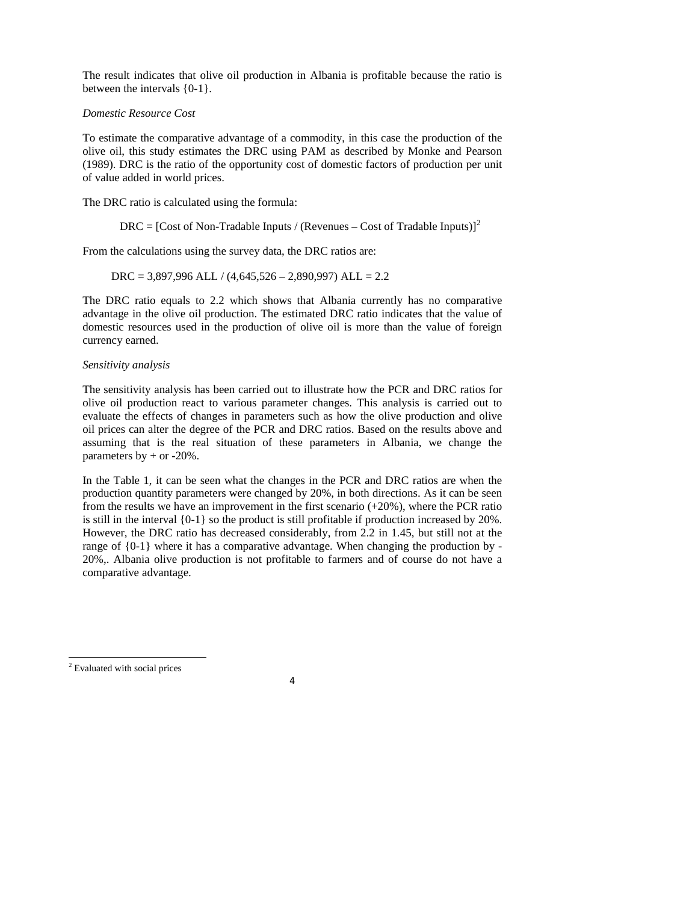The result indicates that olive oil production in Albania is profitable because the ratio is between the intervals {0-1}.

*Domestic Resource Cost*

To estimate the comparative advantage of a commodity, in this case the production of the olive oil, this study estimates the DRC using PAM as described by Monke and Pearson (1989). DRC is the ratio of the opportunity cost of domestic factors of production per unit of value added in world prices.

The DRC ratio is calculated using the formula:

DRC = [Cost of Non-Tradable Inputs / (Revenues – Cost of Tradable Inputs)][2]

From the calculations using the survey data, the DRC ratios are:

DRC = 3,897,996 ALL / (4,645,526 – 2,890,997) ALL = 2.2

The DRC ratio equals to 2.2 which shows that Albania currently has no comparative advantage in the olive oil production. The estimated DRC ratio indicates that the value of domestic resources used in the production of olive oil is more than the value of foreign currency earned.

*Sensitivity analysis*

The sensitivity analysis has been carried out to illustrate how the PCR and DRC ratios for olive oil production react to various parameter changes. This analysis is carried out to evaluate the effects of changes in parameters such as how the olive production and olive oil prices can alter the degree of the PCR and DRC ratios. Based on the results above and assuming that is the real situation of these parameters in Albania, we change the parameters by + or -20%.

In the Table 1, it can be seen what the changes in the PCR and DRC ratios are when the production quantity parameters were changed by 20%, in both directions. As it can be seen from the results we have an improvement in the first scenario (+20%), where the PCR ratio is still in the interval {0-1} so the product is still profitable if production increased by 20%. However, the DRC ratio has decreased considerably, from 2.2 in 1.45, but still not at the range of {0-1} where it has a comparative advantage. When changing the production by -20%,. Albania olive production is not profitable to farmers and of course do not have a comparative advantage.

---

[2] Evaluated with social prices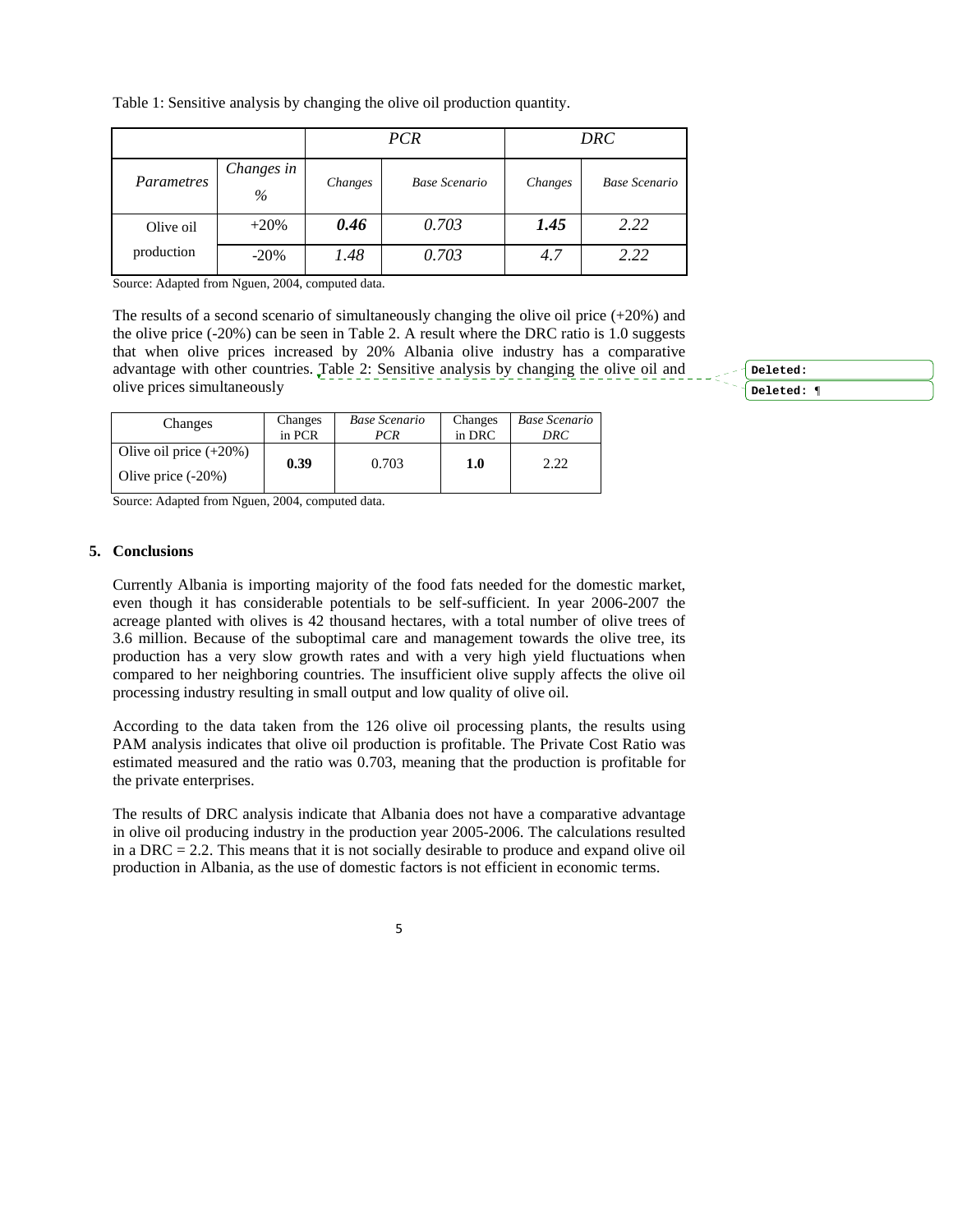Table 1: Sensitive analysis by changing the olive oil production quantity.

| | | *PCR* | | *DRC* | |
|---|---|---|---|---|---|
| *Parametres* | *Changes in %* | *Changes* | *Base Scenario* | *Changes* | *Base Scenario* |
| Olive oil production | +20% | ***0.46*** | *0.703* | ***1.45*** | *2.22* |
| | -20% | *1.48* | *0.703* | *4.7* | *2.22* |

Source: Adapted from Nguen, 2004, computed data.

The results of a second scenario of simultaneously changing the olive oil price (+20%) and the olive price (-20%) can be seen in Table 2. A result where the DRC ratio is 1.0 suggests that when olive prices increased by 20% Albania olive industry has a comparative advantage with other countries. Table 2: Sensitive analysis by changing the olive oil and olive prices simultaneously

| Changes | Changes in PCR | *Base Scenario PCR* | Changes in DRC | *Base Scenario DRC* |
|---|---|---|---|---|
| Olive oil price (+20%) Olive price (-20%) | **0.39** | 0.703 | **1.0** | 2.22 |

Source: Adapted from Nguen, 2004, computed data.

## 5. Conclusions

Currently Albania is importing majority of the food fats needed for the domestic market, even though it has considerable potentials to be self-sufficient. In year 2006-2007 the acreage planted with olives is 42 thousand hectares, with a total number of olive trees of 3.6 million. Because of the suboptimal care and management towards the olive tree, its production has a very slow growth rates and with a very high yield fluctuations when compared to her neighboring countries. The insufficient olive supply affects the olive oil processing industry resulting in small output and low quality of olive oil.

According to the data taken from the 126 olive oil processing plants, the results using PAM analysis indicates that olive oil production is profitable. The Private Cost Ratio was estimated measured and the ratio was 0.703, meaning that the production is profitable for the private enterprises.

The results of DRC analysis indicate that Albania does not have a comparative advantage in olive oil producing industry in the production year 2005-2006. The calculations resulted in a DRC = 2.2. This means that it is not socially desirable to produce and expand olive oil production in Albania, as the use of domestic factors is not efficient in economic terms.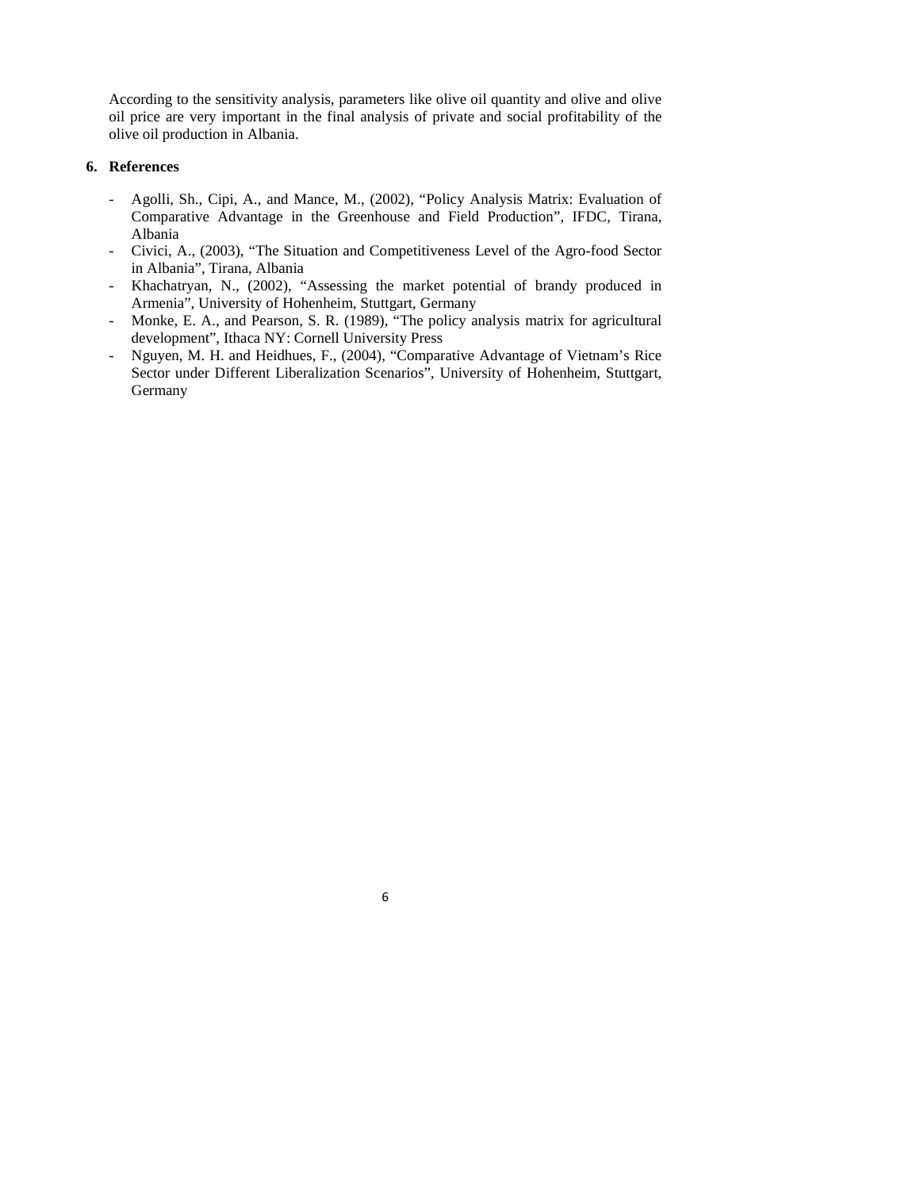According to the sensitivity analysis, parameters like olive oil quantity and olive and olive oil price are very important in the final analysis of private and social profitability of the olive oil production in Albania.

## 6. References

- Agolli, Sh., Cipi, A., and Mance, M., (2002), "Policy Analysis Matrix: Evaluation of Comparative Advantage in the Greenhouse and Field Production", IFDC, Tirana, Albania
- Civici, A., (2003), "The Situation and Competitiveness Level of the Agro-food Sector in Albania", Tirana, Albania
- Khachatryan, N., (2002), "Assessing the market potential of brandy produced in Armenia", University of Hohenheim, Stuttgart, Germany
- Monke, E. A., and Pearson, S. R. (1989), "The policy analysis matrix for agricultural development", Ithaca NY: Cornell University Press
- Nguyen, M. H. and Heidhues, F., (2004), "Comparative Advantage of Vietnam's Rice Sector under Different Liberalization Scenarios", University of Hohenheim, Stuttgart, Germany